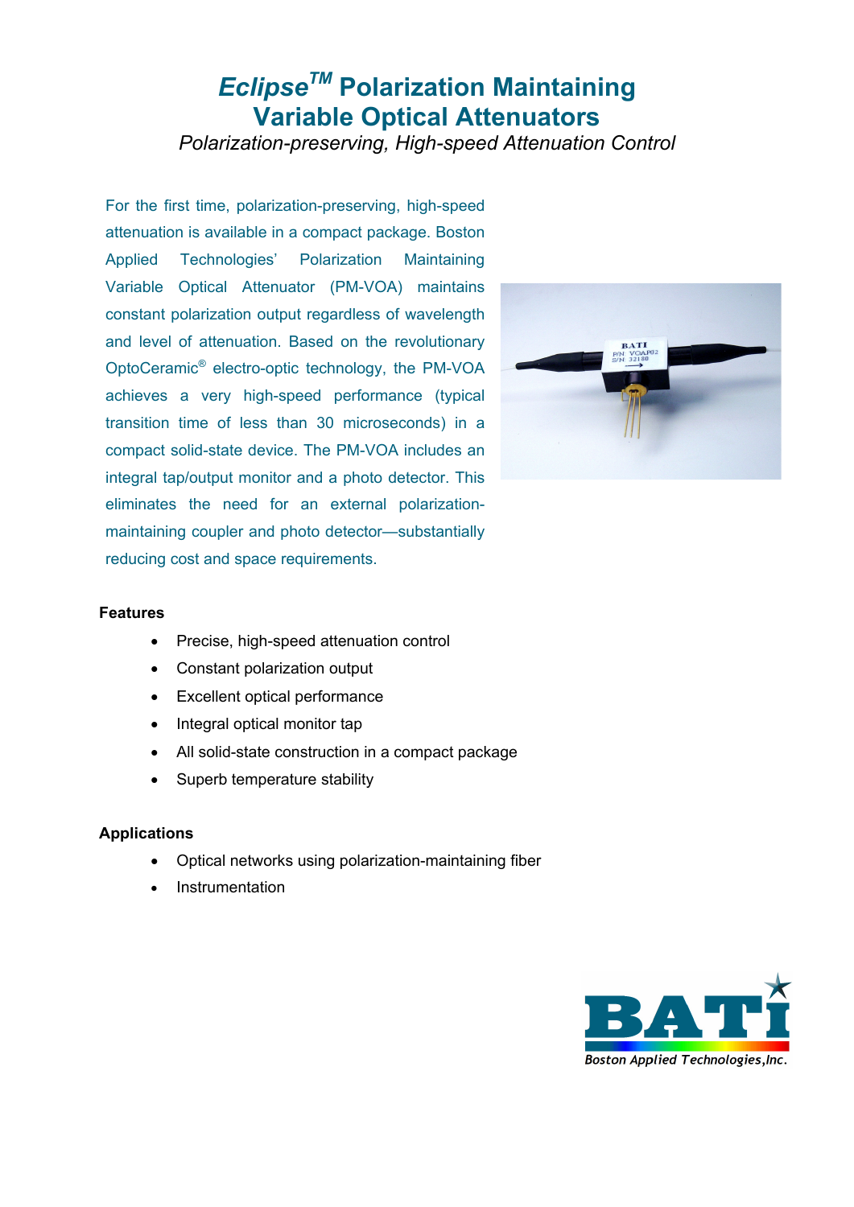# *Eclipse™* Polarization Maintaining Variable Optical Attenuators

*Polarization-preserving, High-speed Attenuation Control*

For the first time, polarization-preserving, high-speed attenuation is available in a compact package. Boston Applied Technologies' Polarization Maintaining Variable Optical Attenuator (PM-VOA) maintains constant polarization output regardless of wavelength and level of attenuation. Based on the revolutionary OptoCeramic® electro-optic technology, the PM-VOA achieves a very high-speed performance (typical transition time of less than 30 microseconds) in a compact solid-state device. The PM-VOA includes an integral tap/output monitor and a photo detector. This eliminates the need for an external polarization-maintaining coupler and photo detector—substantially reducing cost and space requirements.

**Features**

- Precise, high-speed attenuation control
- Constant polarization output
- Excellent optical performance
- Integral optical monitor tap
- All solid-state construction in a compact package
- Superb temperature stability

**Applications**

- Optical networks using polarization-maintaining fiber
- Instrumentation

BATI
Boston Applied Technologies, Inc.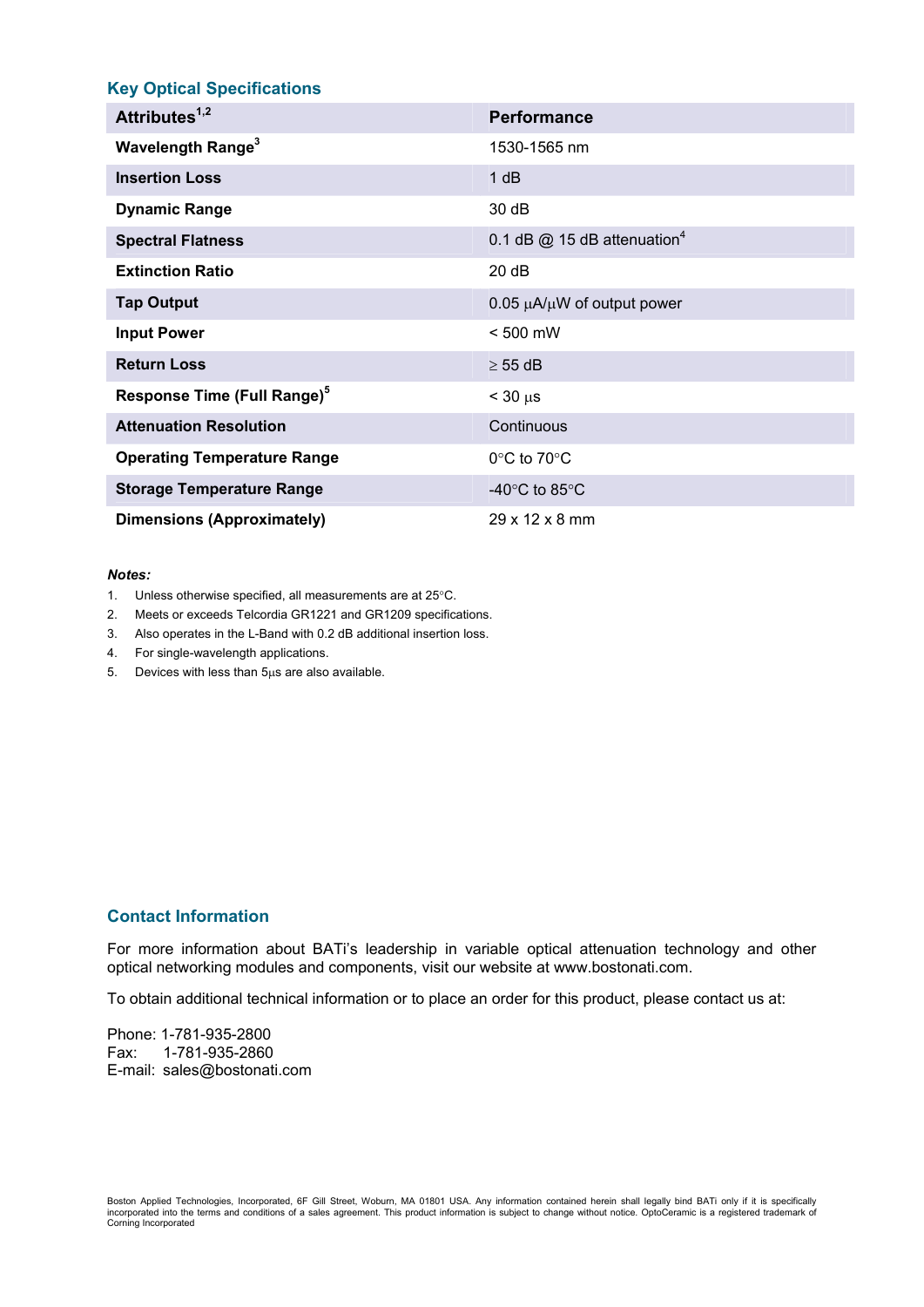## Key Optical Specifications

| Attributes[1,2] | Performance |
|---|---|
| **Wavelength Range[3]** | 1530-1565 nm |
| **Insertion Loss** | 1 dB |
| **Dynamic Range** | 30 dB |
| **Spectral Flatness** | 0.1 dB @ 15 dB attenuation[4] |
| **Extinction Ratio** | 20 dB |
| **Tap Output** | 0.05 μA/μW of output power |
| **Input Power** | < 500 mW |
| **Return Loss** | ≥ 55 dB |
| **Response Time (Full Range)[5]** | < 30 μs |
| **Attenuation Resolution** | Continuous |
| **Operating Temperature Range** | 0°C to 70°C |
| **Storage Temperature Range** | -40°C to 85°C |
| **Dimensions (Approximately)** | 29 x 12 x 8 mm |

***Notes:***

1. Unless otherwise specified, all measurements are at 25°C.
2. Meets or exceeds Telcordia GR1221 and GR1209 specifications.
3. Also operates in the L-Band with 0.2 dB additional insertion loss.
4. For single-wavelength applications.
5. Devices with less than 5μs are also available.

## Contact Information

For more information about BATi's leadership in variable optical attenuation technology and other optical networking modules and components, visit our website at www.bostonati.com.

To obtain additional technical information or to place an order for this product, please contact us at:

Phone: 1-781-935-2800
Fax: 1-781-935-2860
E-mail: sales@bostonati.com

Boston Applied Technologies, Incorporated, 6F Gill Street, Woburn, MA 01801 USA. Any information contained herein shall legally bind BATi only if it is specifically incorporated into the terms and conditions of a sales agreement. This product information is subject to change without notice. OptoCeramic is a registered trademark of Corning Incorporated